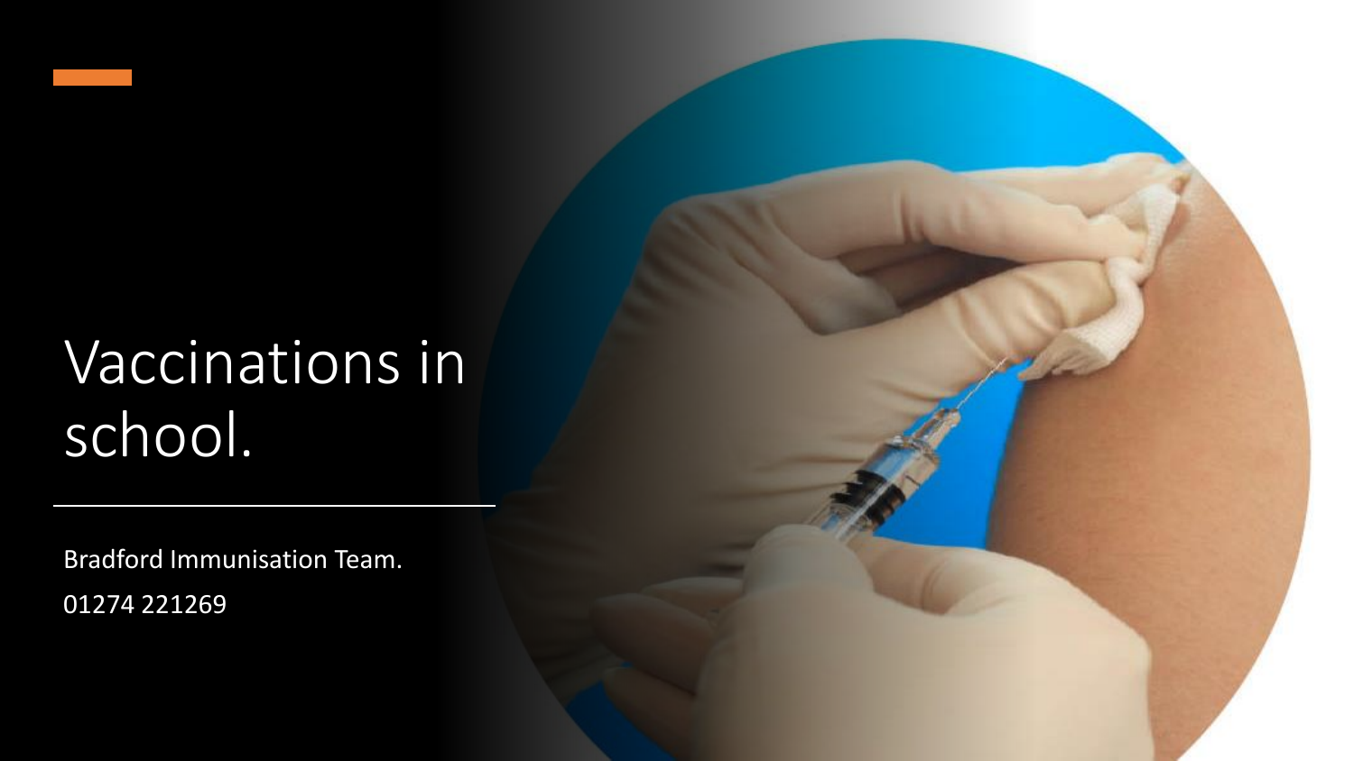# Vaccinations in school.

Bradford Immunisation Team.

01274 221269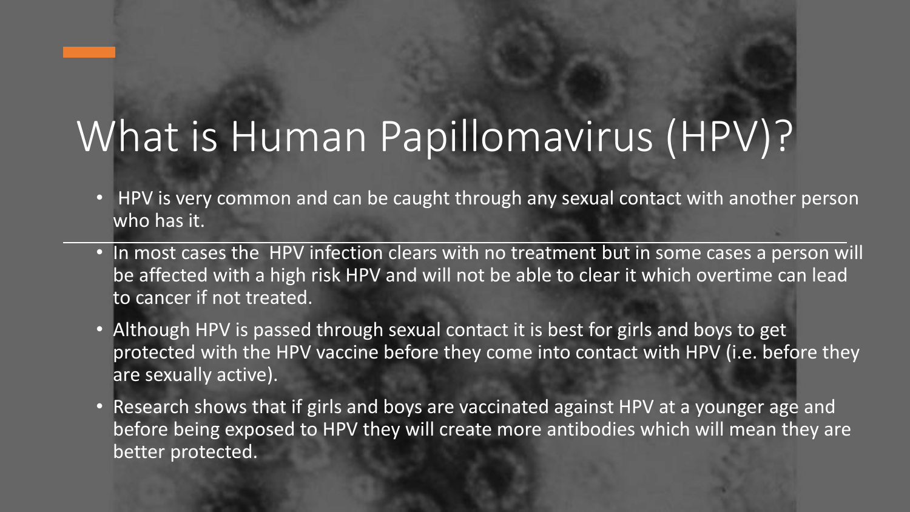# What is Human Papillomavirus (HPV)?

- HPV is very common and can be caught through any sexual contact with another person who has it.
- In most cases the HPV infection clears with no treatment but in some cases a person will be affected with a high risk HPV and will not be able to clear it which overtime can lead to cancer if not treated.
- Although HPV is passed through sexual contact it is best for girls and boys to get protected with the HPV vaccine before they come into contact with HPV (i.e. before they are sexually active).
- Research shows that if girls and boys are vaccinated against HPV at a younger age and before being exposed to HPV they will create more antibodies which will mean they are better protected.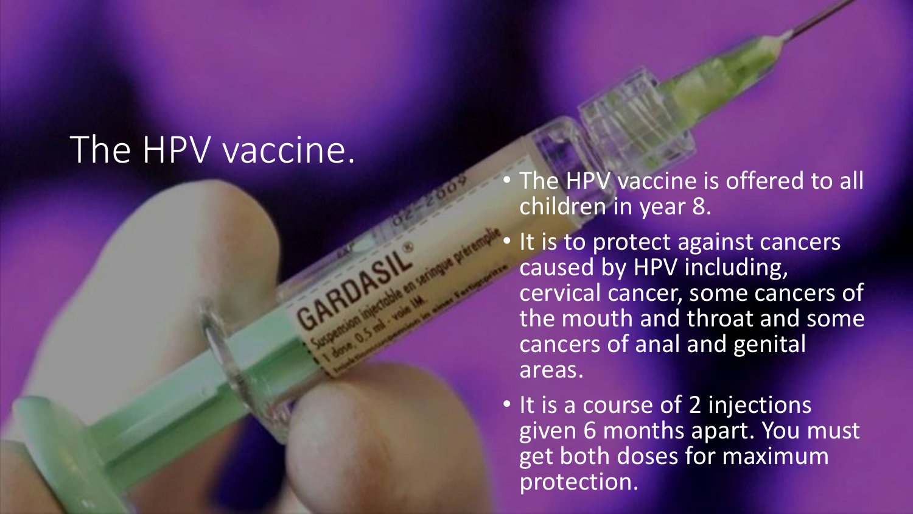# The HPV vaccine.

- The HPV vaccine is offered to all children in year 8.
- It is to protect against cancers caused by HPV including, cervical cancer, some cancers of the mouth and throat and some cancers of anal and genital areas.
- It is a course of 2 injections given 6 months apart. You must get both doses for maximum protection.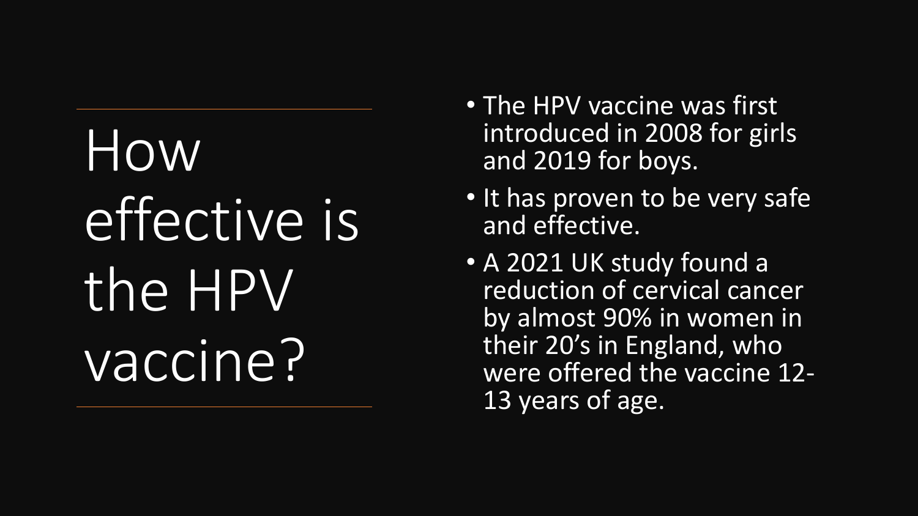# How effective is the HPV vaccine?

- The HPV vaccine was first introduced in 2008 for girls and 2019 for boys.
- It has proven to be very safe and effective.
- A 2021 UK study found a reduction of cervical cancer by almost 90% in women in their 20's in England, who were offered the vaccine 12-13 years of age.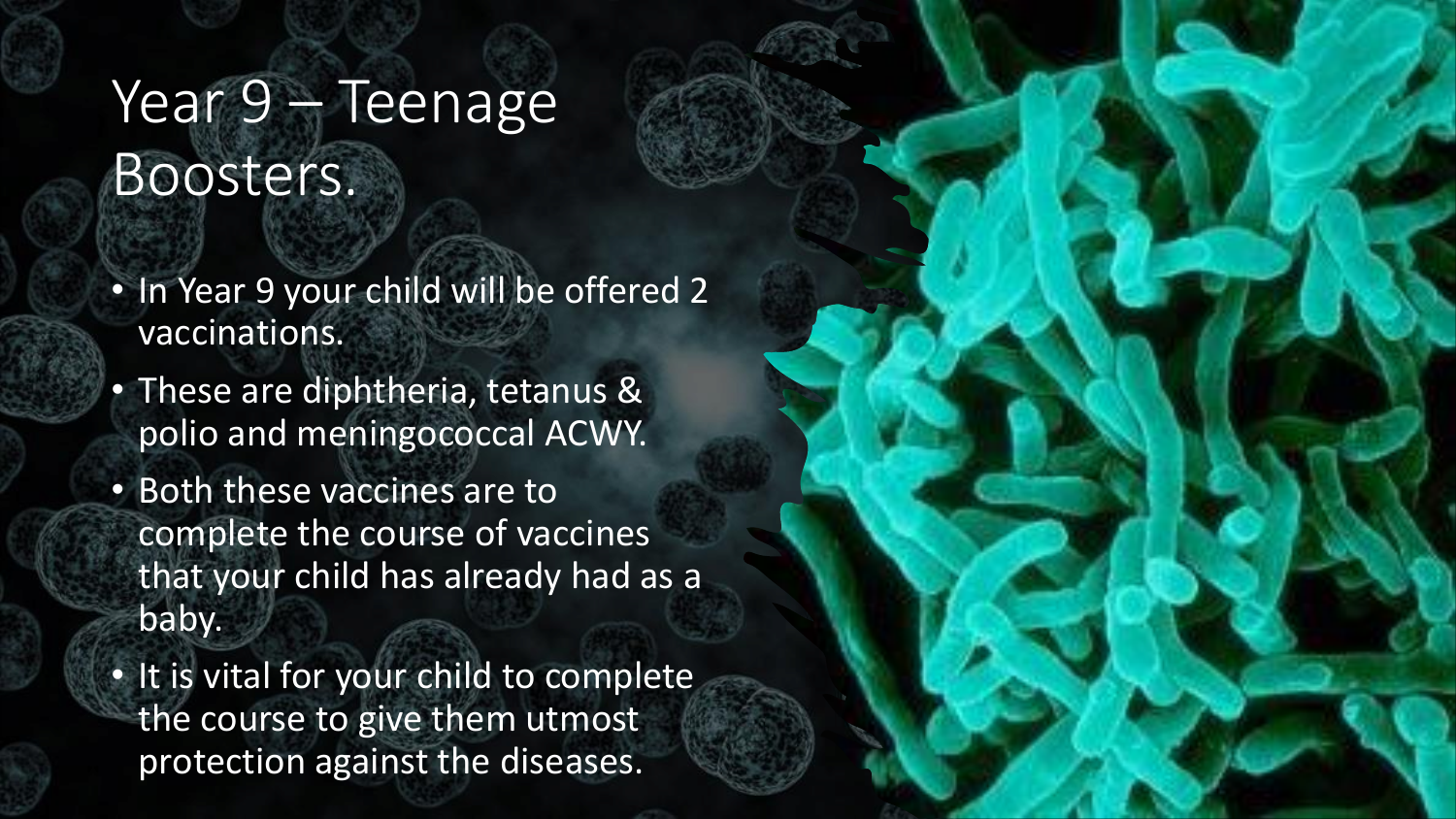# Year 9 – Teenage Boosters.

- In Year 9 your child will be offered 2 vaccinations.
- These are diphtheria, tetanus & polio and meningococcal ACWY.
- Both these vaccines are to complete the course of vaccines that your child has already had as a baby.
- It is vital for your child to complete the course to give them utmost protection against the diseases.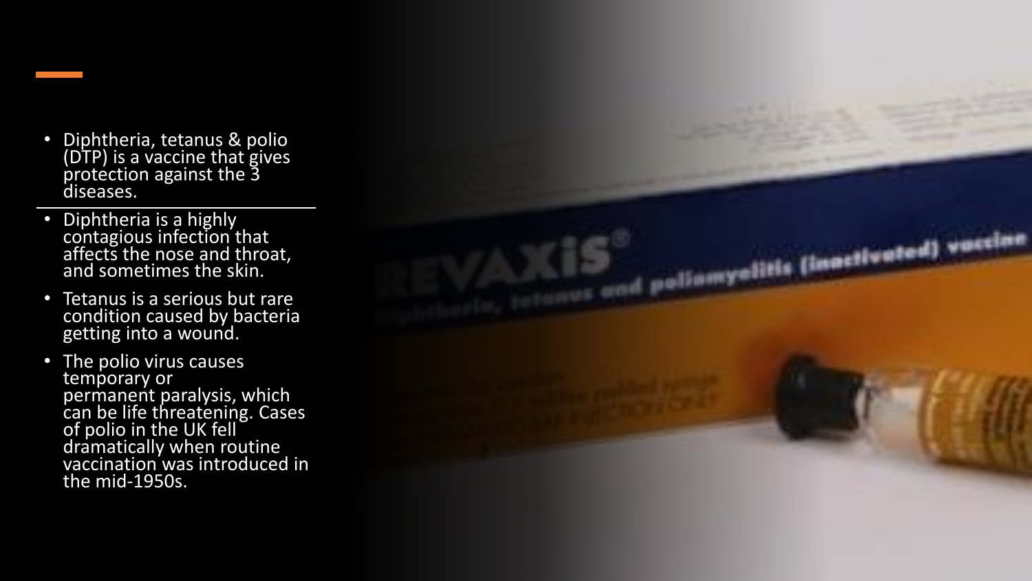- Diphtheria, tetanus & polio (DTP) is a vaccine that gives protection against the 3 diseases.

---

- Diphtheria is a highly contagious infection that affects the nose and throat, and sometimes the skin.
- Tetanus is a serious but rare condition caused by bacteria getting into a wound.
- The polio virus causes temporary or permanent paralysis, which can be life threatening. Cases of polio in the UK fell dramatically when routine vaccination was introduced in the mid-1950s.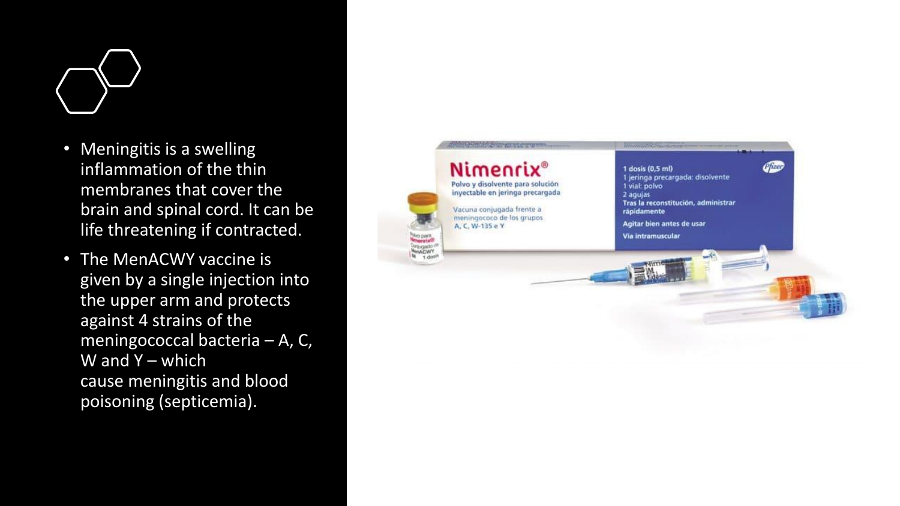- Meningitis is a swelling inflammation of the thin membranes that cover the brain and spinal cord. It can be life threatening if contracted.
- The MenACWY vaccine is given by a single injection into the upper arm and protects against 4 strains of the meningococcal bacteria – A, C, W and Y – which cause meningitis and blood poisoning (septicemia).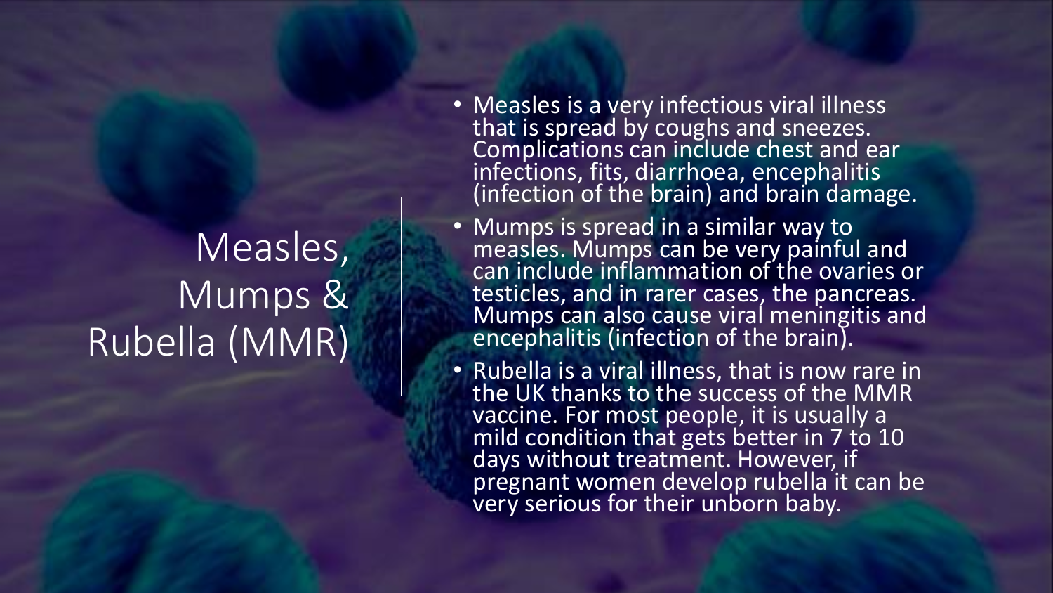# Measles, Mumps & Rubella (MMR)

- Measles is a very infectious viral illness that is spread by coughs and sneezes. Complications can include chest and ear infections, fits, diarrhoea, encephalitis (infection of the brain) and brain damage.
- Mumps is spread in a similar way to measles. Mumps can be very painful and can include inflammation of the ovaries or testicles, and in rarer cases, the pancreas. Mumps can also cause viral meningitis and encephalitis (infection of the brain).
- Rubella is a viral illness, that is now rare in the UK thanks to the success of the MMR vaccine. For most people, it is usually a mild condition that gets better in 7 to 10 days without treatment. However, if pregnant women develop rubella it can be very serious for their unborn baby.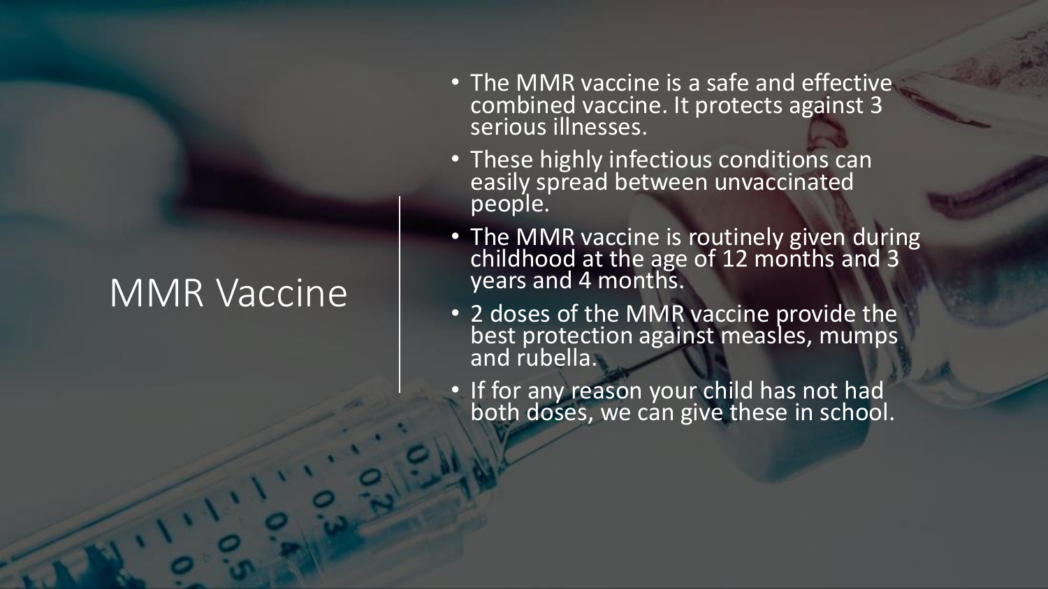# MMR Vaccine

- The MMR vaccine is a safe and effective combined vaccine. It protects against 3 serious illnesses.
- These highly infectious conditions can easily spread between unvaccinated people.
- The MMR vaccine is routinely given during childhood at the age of 12 months and 3 years and 4 months.
- 2 doses of the MMR vaccine provide the best protection against measles, mumps and rubella.
- If for any reason your child has not had both doses, we can give these in school.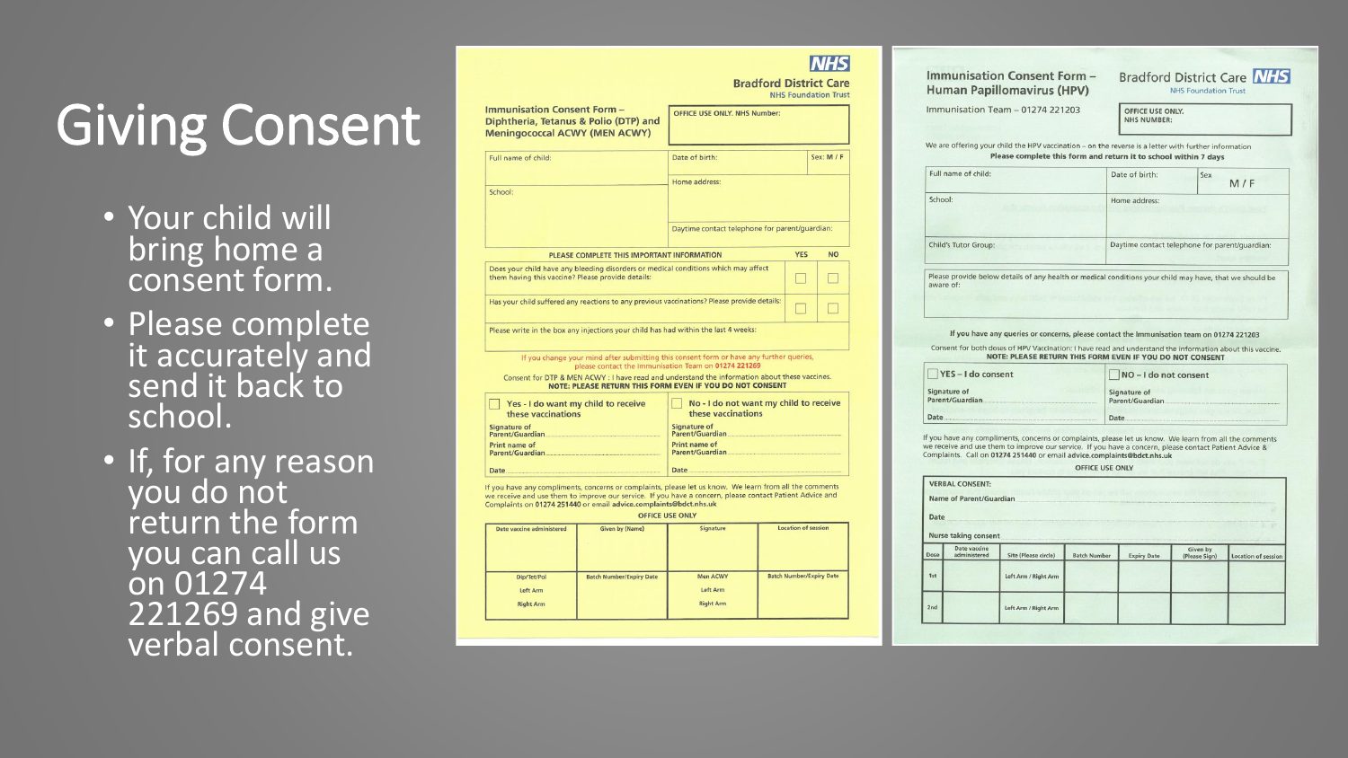# Giving Consent

- Your child will bring home a consent form.
- Please complete it accurately and send it back to school.
- If, for any reason you do not return the form you can call us on 01274 221269 and give verbal consent.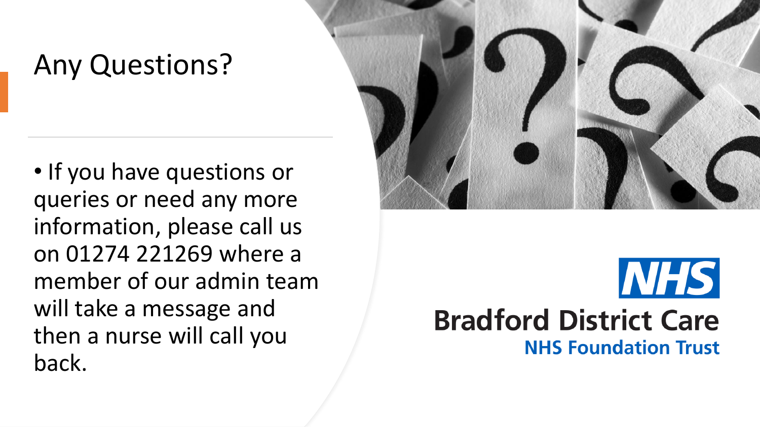# Any Questions?

- If you have questions or queries or need any more information, please call us on 01274 221269 where a member of our admin team will take a message and then a nurse will call you back.

NHS

Bradford District Care

NHS Foundation Trust